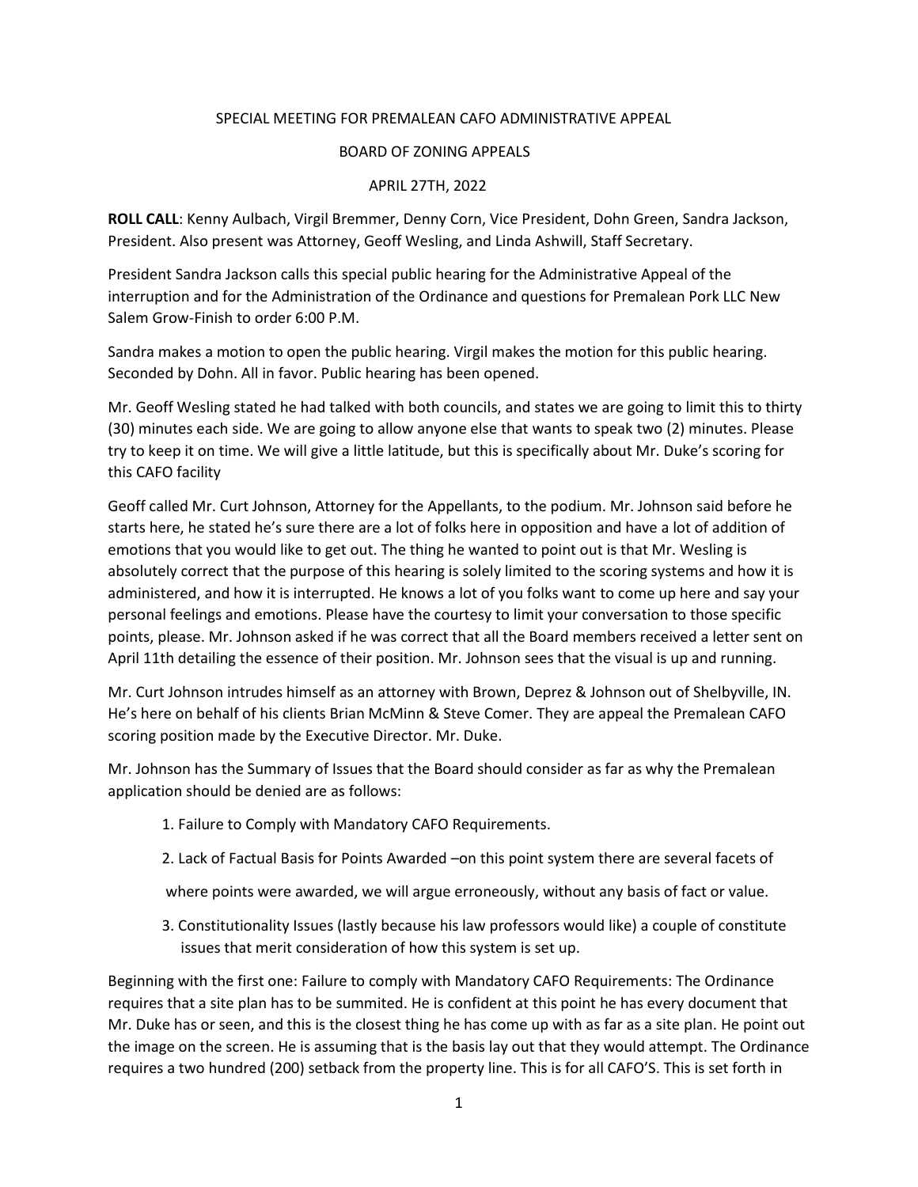SPECIAL MEETING FOR PREMALEAN CAFO ADMINISTRATIVE APPEAL

BOARD OF ZONING APPEALS

APRIL 27TH, 2022

**ROLL CALL**: Kenny Aulbach, Virgil Bremmer, Denny Corn, Vice President, Dohn Green, Sandra Jackson, President. Also present was Attorney, Geoff Wesling, and Linda Ashwill, Staff Secretary.

President Sandra Jackson calls this special public hearing for the Administrative Appeal of the interruption and for the Administration of the Ordinance and questions for Premalean Pork LLC New Salem Grow-Finish to order 6:00 P.M.

Sandra makes a motion to open the public hearing. Virgil makes the motion for this public hearing. Seconded by Dohn. All in favor. Public hearing has been opened.

Mr. Geoff Wesling stated he had talked with both councils, and states we are going to limit this to thirty (30) minutes each side. We are going to allow anyone else that wants to speak two (2) minutes. Please try to keep it on time. We will give a little latitude, but this is specifically about Mr. Duke's scoring for this CAFO facility

Geoff called Mr. Curt Johnson, Attorney for the Appellants, to the podium. Mr. Johnson said before he starts here, he stated he's sure there are a lot of folks here in opposition and have a lot of addition of emotions that you would like to get out. The thing he wanted to point out is that Mr. Wesling is absolutely correct that the purpose of this hearing is solely limited to the scoring systems and how it is administered, and how it is interrupted. He knows a lot of you folks want to come up here and say your personal feelings and emotions. Please have the courtesy to limit your conversation to those specific points, please. Mr. Johnson asked if he was correct that all the Board members received a letter sent on April 11th detailing the essence of their position. Mr. Johnson sees that the visual is up and running.

Mr. Curt Johnson intrudes himself as an attorney with Brown, Deprez & Johnson out of Shelbyville, IN. He's here on behalf of his clients Brian McMinn & Steve Comer. They are appeal the Premalean CAFO scoring position made by the Executive Director. Mr. Duke.

Mr. Johnson has the Summary of Issues that the Board should consider as far as why the Premalean application should be denied are as follows:

1. Failure to Comply with Mandatory CAFO Requirements.
2. Lack of Factual Basis for Points Awarded –on this point system there are several facets of where points were awarded, we will argue erroneously, without any basis of fact or value.
3. Constitutionality Issues (lastly because his law professors would like) a couple of constitute issues that merit consideration of how this system is set up.

Beginning with the first one: Failure to comply with Mandatory CAFO Requirements: The Ordinance requires that a site plan has to be summited. He is confident at this point he has every document that Mr. Duke has or seen, and this is the closest thing he has come up with as far as a site plan. He point out the image on the screen. He is assuming that is the basis lay out that they would attempt. The Ordinance requires a two hundred (200) setback from the property line. This is for all CAFO'S. This is set forth in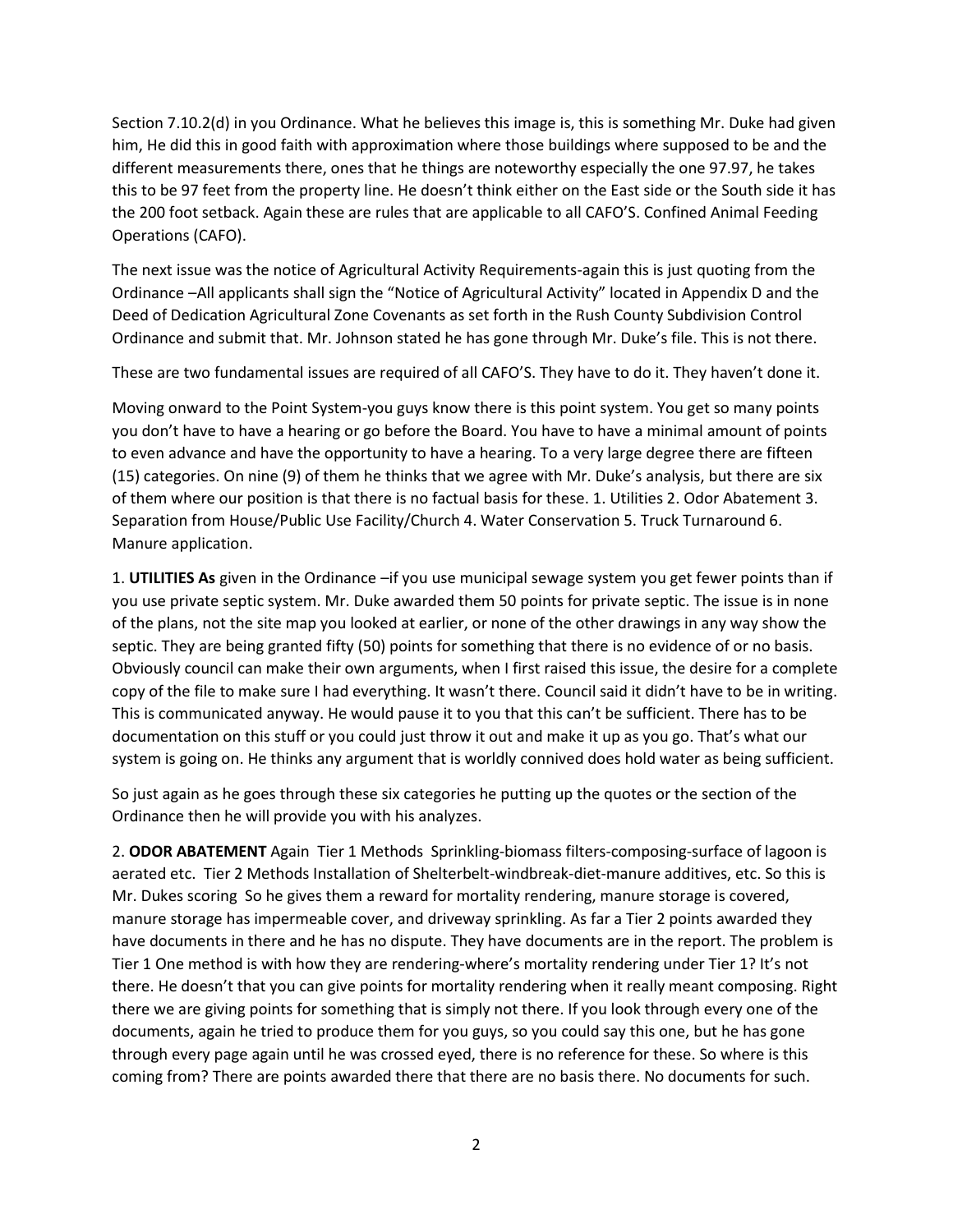Section 7.10.2(d) in you Ordinance. What he believes this image is, this is something Mr. Duke had given him, He did this in good faith with approximation where those buildings where supposed to be and the different measurements there, ones that he things are noteworthy especially the one 97.97, he takes this to be 97 feet from the property line. He doesn't think either on the East side or the South side it has the 200 foot setback. Again these are rules that are applicable to all CAFO'S. Confined Animal Feeding Operations (CAFO).

The next issue was the notice of Agricultural Activity Requirements-again this is just quoting from the Ordinance –All applicants shall sign the "Notice of Agricultural Activity" located in Appendix D and the Deed of Dedication Agricultural Zone Covenants as set forth in the Rush County Subdivision Control Ordinance and submit that. Mr. Johnson stated he has gone through Mr. Duke's file. This is not there.

These are two fundamental issues are required of all CAFO'S. They have to do it. They haven't done it.

Moving onward to the Point System-you guys know there is this point system. You get so many points you don't have to have a hearing or go before the Board. You have to have a minimal amount of points to even advance and have the opportunity to have a hearing. To a very large degree there are fifteen (15) categories. On nine (9) of them he thinks that we agree with Mr. Duke's analysis, but there are six of them where our position is that there is no factual basis for these. 1. Utilities 2. Odor Abatement 3. Separation from House/Public Use Facility/Church 4. Water Conservation 5. Truck Turnaround 6. Manure application.

1. **UTILITIES As** given in the Ordinance –if you use municipal sewage system you get fewer points than if you use private septic system. Mr. Duke awarded them 50 points for private septic. The issue is in none of the plans, not the site map you looked at earlier, or none of the other drawings in any way show the septic. They are being granted fifty (50) points for something that there is no evidence of or no basis. Obviously council can make their own arguments, when I first raised this issue, the desire for a complete copy of the file to make sure I had everything. It wasn't there. Council said it didn't have to be in writing. This is communicated anyway. He would pause it to you that this can't be sufficient. There has to be documentation on this stuff or you could just throw it out and make it up as you go. That's what our system is going on. He thinks any argument that is worldly connived does hold water as being sufficient.

So just again as he goes through these six categories he putting up the quotes or the section of the Ordinance then he will provide you with his analyzes.

2. **ODOR ABATEMENT** Again Tier 1 Methods Sprinkling-biomass filters-composing-surface of lagoon is aerated etc. Tier 2 Methods Installation of Shelterbelt-windbreak-diet-manure additives, etc. So this is Mr. Dukes scoring So he gives them a reward for mortality rendering, manure storage is covered, manure storage has impermeable cover, and driveway sprinkling. As far a Tier 2 points awarded they have documents in there and he has no dispute. They have documents are in the report. The problem is Tier 1 One method is with how they are rendering-where's mortality rendering under Tier 1? It's not there. He doesn't that you can give points for mortality rendering when it really meant composing. Right there we are giving points for something that is simply not there. If you look through every one of the documents, again he tried to produce them for you guys, so you could say this one, but he has gone through every page again until he was crossed eyed, there is no reference for these. So where is this coming from? There are points awarded there that there are no basis there. No documents for such.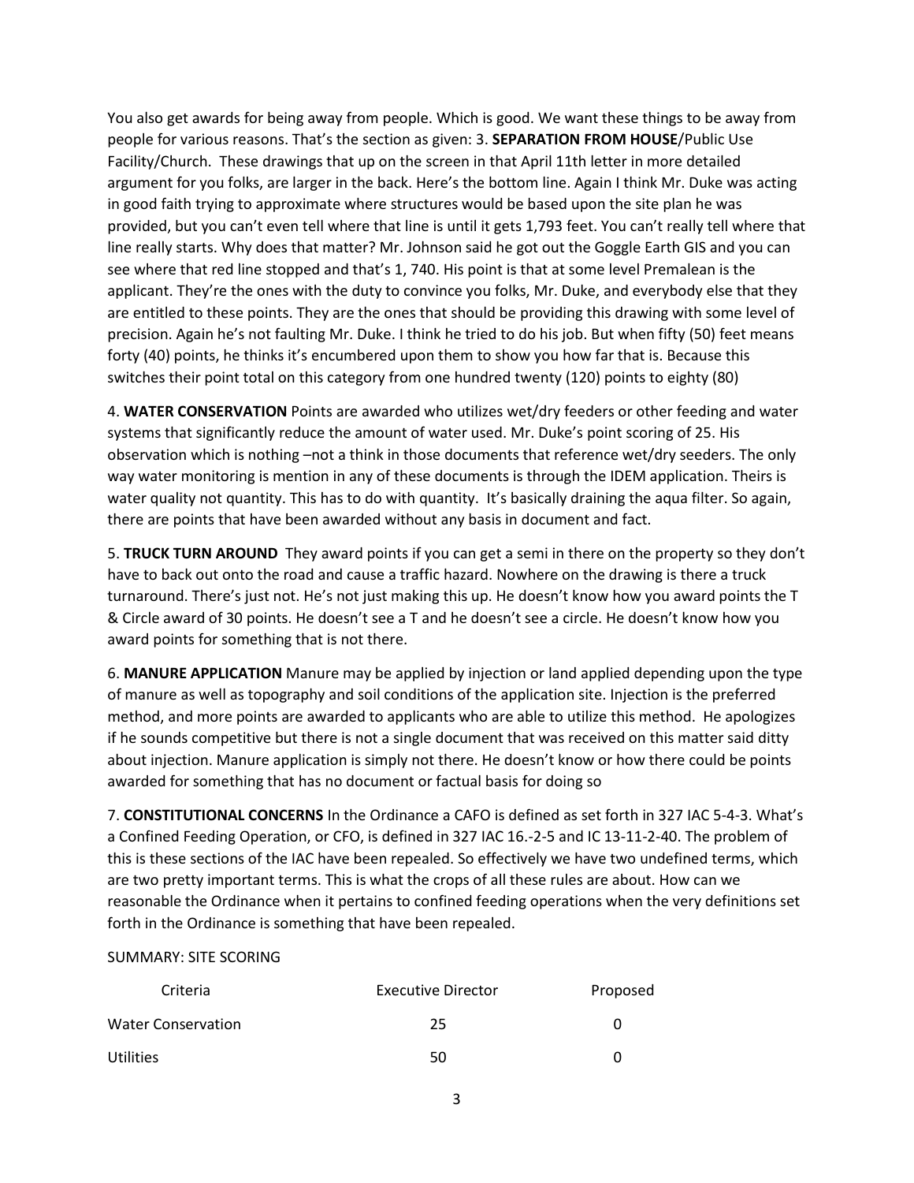You also get awards for being away from people. Which is good. We want these things to be away from people for various reasons. That's the section as given: 3. **SEPARATION FROM HOUSE**/Public Use Facility/Church. These drawings that up on the screen in that April 11th letter in more detailed argument for you folks, are larger in the back. Here's the bottom line. Again I think Mr. Duke was acting in good faith trying to approximate where structures would be based upon the site plan he was provided, but you can't even tell where that line is until it gets 1,793 feet. You can't really tell where that line really starts. Why does that matter? Mr. Johnson said he got out the Goggle Earth GIS and you can see where that red line stopped and that's 1, 740. His point is that at some level Premalean is the applicant. They're the ones with the duty to convince you folks, Mr. Duke, and everybody else that they are entitled to these points. They are the ones that should be providing this drawing with some level of precision. Again he's not faulting Mr. Duke. I think he tried to do his job. But when fifty (50) feet means forty (40) points, he thinks it's encumbered upon them to show you how far that is. Because this switches their point total on this category from one hundred twenty (120) points to eighty (80)

4. **WATER CONSERVATION** Points are awarded who utilizes wet/dry feeders or other feeding and water systems that significantly reduce the amount of water used. Mr. Duke's point scoring of 25. His observation which is nothing –not a think in those documents that reference wet/dry seeders. The only way water monitoring is mention in any of these documents is through the IDEM application. Theirs is water quality not quantity. This has to do with quantity. It's basically draining the aqua filter. So again, there are points that have been awarded without any basis in document and fact.

5. **TRUCK TURN AROUND** They award points if you can get a semi in there on the property so they don't have to back out onto the road and cause a traffic hazard. Nowhere on the drawing is there a truck turnaround. There's just not. He's not just making this up. He doesn't know how you award points the T & Circle award of 30 points. He doesn't see a T and he doesn't see a circle. He doesn't know how you award points for something that is not there.

6. **MANURE APPLICATION** Manure may be applied by injection or land applied depending upon the type of manure as well as topography and soil conditions of the application site. Injection is the preferred method, and more points are awarded to applicants who are able to utilize this method. He apologizes if he sounds competitive but there is not a single document that was received on this matter said ditty about injection. Manure application is simply not there. He doesn't know or how there could be points awarded for something that has no document or factual basis for doing so

7. **CONSTITUTIONAL CONCERNS** In the Ordinance a CAFO is defined as set forth in 327 IAC 5-4-3. What's a Confined Feeding Operation, or CFO, is defined in 327 IAC 16.-2-5 and IC 13-11-2-40. The problem of this is these sections of the IAC have been repealed. So effectively we have two undefined terms, which are two pretty important terms. This is what the crops of all these rules are about. How can we reasonable the Ordinance when it pertains to confined feeding operations when the very definitions set forth in the Ordinance is something that have been repealed.

SUMMARY: SITE SCORING

| Criteria | Executive Director | Proposed |
|---|---|---|
| Water Conservation | 25 | 0 |
| Utilities | 50 | 0 |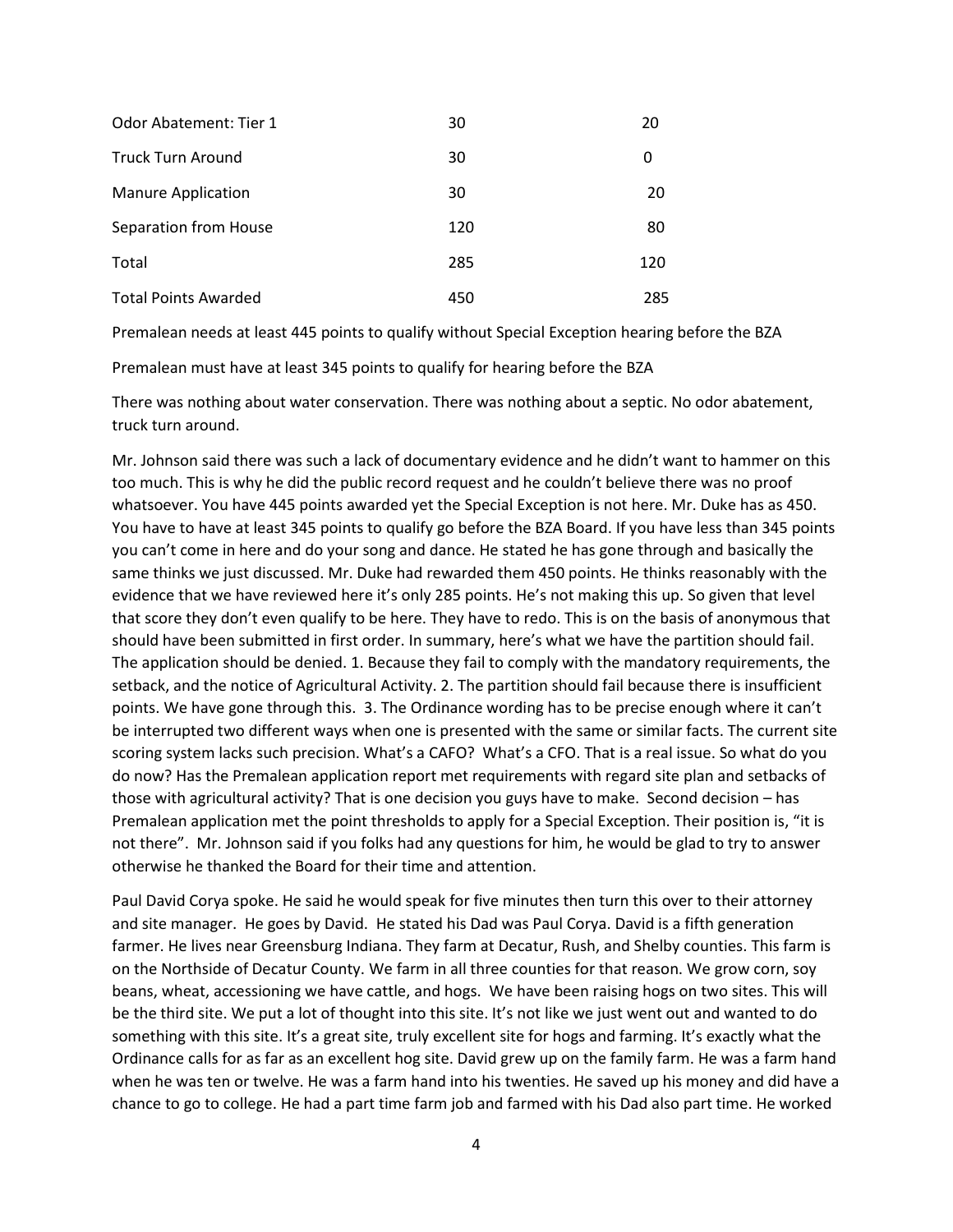| | | |
|---|---|---|
| Odor Abatement: Tier 1 | 30 | 20 |
| Truck Turn Around | 30 | 0 |
| Manure Application | 30 | 20 |
| Separation from House | 120 | 80 |
| Total | 285 | 120 |
| Total Points Awarded | 450 | 285 |

Premalean needs at least 445 points to qualify without Special Exception hearing before the BZA

Premalean must have at least 345 points to qualify for hearing before the BZA

There was nothing about water conservation. There was nothing about a septic. No odor abatement, truck turn around.

Mr. Johnson said there was such a lack of documentary evidence and he didn't want to hammer on this too much. This is why he did the public record request and he couldn't believe there was no proof whatsoever. You have 445 points awarded yet the Special Exception is not here. Mr. Duke has as 450. You have to have at least 345 points to qualify go before the BZA Board. If you have less than 345 points you can't come in here and do your song and dance. He stated he has gone through and basically the same thinks we just discussed. Mr. Duke had rewarded them 450 points. He thinks reasonably with the evidence that we have reviewed here it's only 285 points. He's not making this up. So given that level that score they don't even qualify to be here. They have to redo. This is on the basis of anonymous that should have been submitted in first order. In summary, here's what we have the partition should fail. The application should be denied. 1. Because they fail to comply with the mandatory requirements, the setback, and the notice of Agricultural Activity. 2. The partition should fail because there is insufficient points. We have gone through this. 3. The Ordinance wording has to be precise enough where it can't be interrupted two different ways when one is presented with the same or similar facts. The current site scoring system lacks such precision. What's a CAFO? What's a CFO. That is a real issue. So what do you do now? Has the Premalean application report met requirements with regard site plan and setbacks of those with agricultural activity? That is one decision you guys have to make. Second decision – has Premalean application met the point thresholds to apply for a Special Exception. Their position is, "it is not there". Mr. Johnson said if you folks had any questions for him, he would be glad to try to answer otherwise he thanked the Board for their time and attention.

Paul David Corya spoke. He said he would speak for five minutes then turn this over to their attorney and site manager. He goes by David. He stated his Dad was Paul Corya. David is a fifth generation farmer. He lives near Greensburg Indiana. They farm at Decatur, Rush, and Shelby counties. This farm is on the Northside of Decatur County. We farm in all three counties for that reason. We grow corn, soy beans, wheat, accessioning we have cattle, and hogs. We have been raising hogs on two sites. This will be the third site. We put a lot of thought into this site. It's not like we just went out and wanted to do something with this site. It's a great site, truly excellent site for hogs and farming. It's exactly what the Ordinance calls for as far as an excellent hog site. David grew up on the family farm. He was a farm hand when he was ten or twelve. He was a farm hand into his twenties. He saved up his money and did have a chance to go to college. He had a part time farm job and farmed with his Dad also part time. He worked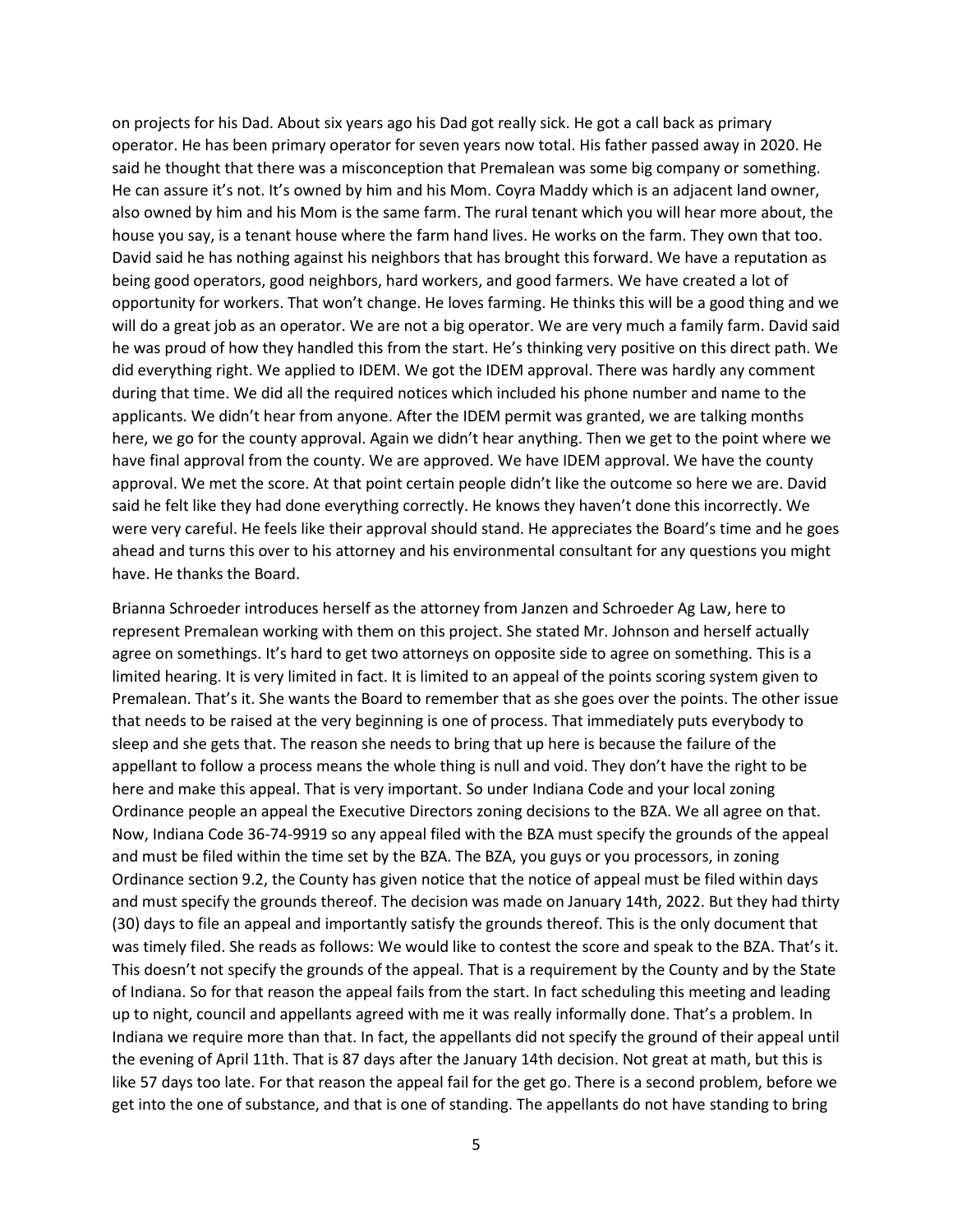on projects for his Dad. About six years ago his Dad got really sick. He got a call back as primary operator. He has been primary operator for seven years now total. His father passed away in 2020. He said he thought that there was a misconception that Premalean was some big company or something. He can assure it's not. It's owned by him and his Mom. Coyra Maddy which is an adjacent land owner, also owned by him and his Mom is the same farm. The rural tenant which you will hear more about, the house you say, is a tenant house where the farm hand lives. He works on the farm. They own that too. David said he has nothing against his neighbors that has brought this forward. We have a reputation as being good operators, good neighbors, hard workers, and good farmers. We have created a lot of opportunity for workers. That won't change. He loves farming. He thinks this will be a good thing and we will do a great job as an operator. We are not a big operator. We are very much a family farm. David said he was proud of how they handled this from the start. He's thinking very positive on this direct path. We did everything right. We applied to IDEM. We got the IDEM approval. There was hardly any comment during that time. We did all the required notices which included his phone number and name to the applicants. We didn't hear from anyone. After the IDEM permit was granted, we are talking months here, we go for the county approval. Again we didn't hear anything. Then we get to the point where we have final approval from the county. We are approved. We have IDEM approval. We have the county approval. We met the score. At that point certain people didn't like the outcome so here we are. David said he felt like they had done everything correctly. He knows they haven't done this incorrectly. We were very careful. He feels like their approval should stand. He appreciates the Board's time and he goes ahead and turns this over to his attorney and his environmental consultant for any questions you might have. He thanks the Board.

Brianna Schroeder introduces herself as the attorney from Janzen and Schroeder Ag Law, here to represent Premalean working with them on this project. She stated Mr. Johnson and herself actually agree on somethings. It's hard to get two attorneys on opposite side to agree on something. This is a limited hearing. It is very limited in fact. It is limited to an appeal of the points scoring system given to Premalean. That's it. She wants the Board to remember that as she goes over the points. The other issue that needs to be raised at the very beginning is one of process. That immediately puts everybody to sleep and she gets that. The reason she needs to bring that up here is because the failure of the appellant to follow a process means the whole thing is null and void. They don't have the right to be here and make this appeal. That is very important. So under Indiana Code and your local zoning Ordinance people an appeal the Executive Directors zoning decisions to the BZA. We all agree on that. Now, Indiana Code 36-74-9919 so any appeal filed with the BZA must specify the grounds of the appeal and must be filed within the time set by the BZA. The BZA, you guys or you processors, in zoning Ordinance section 9.2, the County has given notice that the notice of appeal must be filed within days and must specify the grounds thereof. The decision was made on January 14th, 2022. But they had thirty (30) days to file an appeal and importantly satisfy the grounds thereof. This is the only document that was timely filed. She reads as follows: We would like to contest the score and speak to the BZA. That's it. This doesn't not specify the grounds of the appeal. That is a requirement by the County and by the State of Indiana. So for that reason the appeal fails from the start. In fact scheduling this meeting and leading up to night, council and appellants agreed with me it was really informally done. That's a problem. In Indiana we require more than that. In fact, the appellants did not specify the ground of their appeal until the evening of April 11th. That is 87 days after the January 14th decision. Not great at math, but this is like 57 days too late. For that reason the appeal fail for the get go. There is a second problem, before we get into the one of substance, and that is one of standing. The appellants do not have standing to bring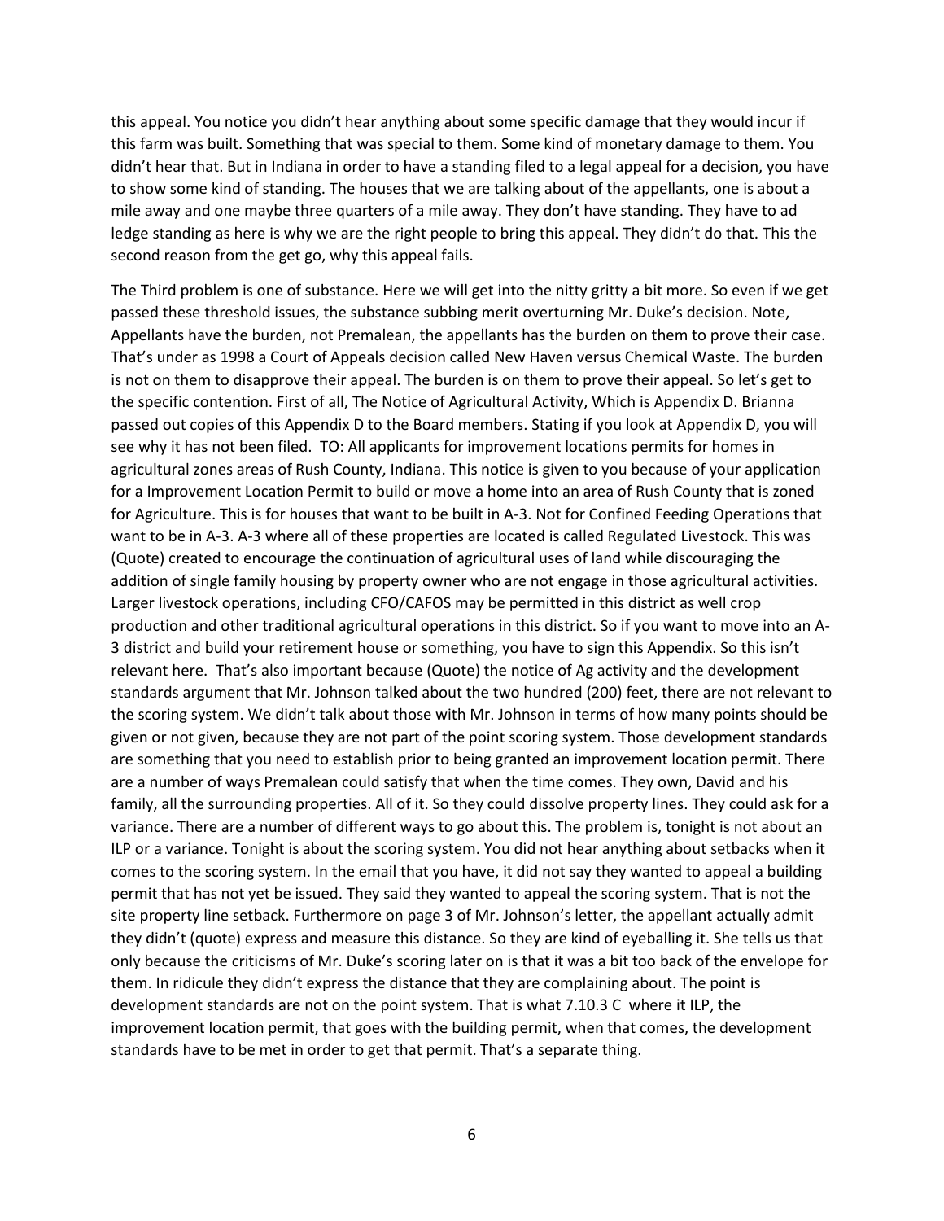this appeal. You notice you didn't hear anything about some specific damage that they would incur if this farm was built. Something that was special to them. Some kind of monetary damage to them. You didn't hear that. But in Indiana in order to have a standing filed to a legal appeal for a decision, you have to show some kind of standing. The houses that we are talking about of the appellants, one is about a mile away and one maybe three quarters of a mile away. They don't have standing. They have to ad ledge standing as here is why we are the right people to bring this appeal. They didn't do that. This the second reason from the get go, why this appeal fails.

The Third problem is one of substance. Here we will get into the nitty gritty a bit more. So even if we get passed these threshold issues, the substance subbing merit overturning Mr. Duke's decision. Note, Appellants have the burden, not Premalean, the appellants has the burden on them to prove their case. That's under as 1998 a Court of Appeals decision called New Haven versus Chemical Waste. The burden is not on them to disapprove their appeal. The burden is on them to prove their appeal. So let's get to the specific contention. First of all, The Notice of Agricultural Activity, Which is Appendix D. Brianna passed out copies of this Appendix D to the Board members. Stating if you look at Appendix D, you will see why it has not been filed. TO: All applicants for improvement locations permits for homes in agricultural zones areas of Rush County, Indiana. This notice is given to you because of your application for a Improvement Location Permit to build or move a home into an area of Rush County that is zoned for Agriculture. This is for houses that want to be built in A-3. Not for Confined Feeding Operations that want to be in A-3. A-3 where all of these properties are located is called Regulated Livestock. This was (Quote) created to encourage the continuation of agricultural uses of land while discouraging the addition of single family housing by property owner who are not engage in those agricultural activities. Larger livestock operations, including CFO/CAFOS may be permitted in this district as well crop production and other traditional agricultural operations in this district. So if you want to move into an A-3 district and build your retirement house or something, you have to sign this Appendix. So this isn't relevant here. That's also important because (Quote) the notice of Ag activity and the development standards argument that Mr. Johnson talked about the two hundred (200) feet, there are not relevant to the scoring system. We didn't talk about those with Mr. Johnson in terms of how many points should be given or not given, because they are not part of the point scoring system. Those development standards are something that you need to establish prior to being granted an improvement location permit. There are a number of ways Premalean could satisfy that when the time comes. They own, David and his family, all the surrounding properties. All of it. So they could dissolve property lines. They could ask for a variance. There are a number of different ways to go about this. The problem is, tonight is not about an ILP or a variance. Tonight is about the scoring system. You did not hear anything about setbacks when it comes to the scoring system. In the email that you have, it did not say they wanted to appeal a building permit that has not yet be issued. They said they wanted to appeal the scoring system. That is not the site property line setback. Furthermore on page 3 of Mr. Johnson's letter, the appellant actually admit they didn't (quote) express and measure this distance. So they are kind of eyeballing it. She tells us that only because the criticisms of Mr. Duke's scoring later on is that it was a bit too back of the envelope for them. In ridicule they didn't express the distance that they are complaining about. The point is development standards are not on the point system. That is what 7.10.3 C where it ILP, the improvement location permit, that goes with the building permit, when that comes, the development standards have to be met in order to get that permit. That's a separate thing.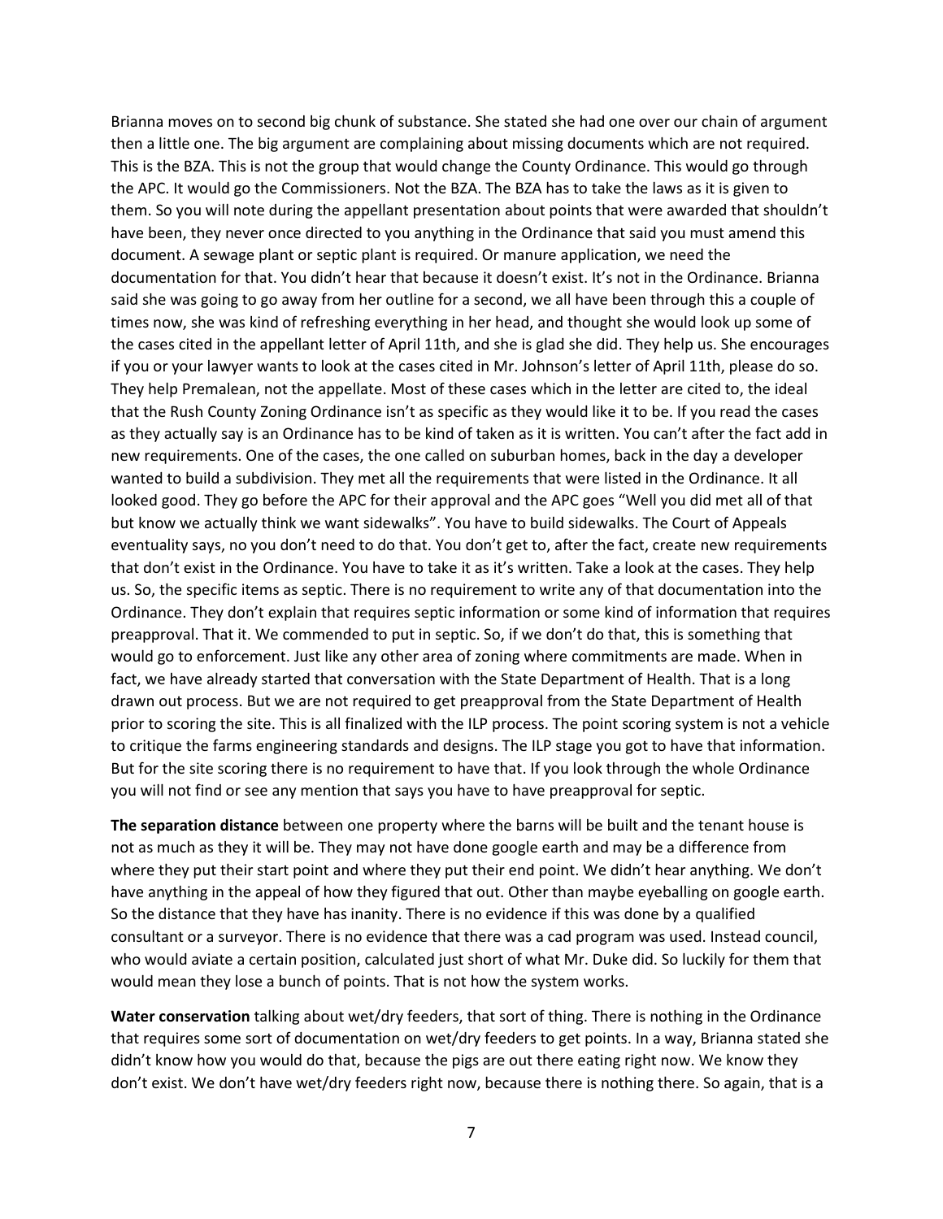Brianna moves on to second big chunk of substance. She stated she had one over our chain of argument then a little one. The big argument are complaining about missing documents which are not required. This is the BZA. This is not the group that would change the County Ordinance. This would go through the APC. It would go the Commissioners. Not the BZA. The BZA has to take the laws as it is given to them. So you will note during the appellant presentation about points that were awarded that shouldn't have been, they never once directed to you anything in the Ordinance that said you must amend this document. A sewage plant or septic plant is required. Or manure application, we need the documentation for that. You didn't hear that because it doesn't exist. It's not in the Ordinance. Brianna said she was going to go away from her outline for a second, we all have been through this a couple of times now, she was kind of refreshing everything in her head, and thought she would look up some of the cases cited in the appellant letter of April 11th, and she is glad she did. They help us. She encourages if you or your lawyer wants to look at the cases cited in Mr. Johnson's letter of April 11th, please do so. They help Premalean, not the appellate. Most of these cases which in the letter are cited to, the ideal that the Rush County Zoning Ordinance isn't as specific as they would like it to be. If you read the cases as they actually say is an Ordinance has to be kind of taken as it is written. You can't after the fact add in new requirements. One of the cases, the one called on suburban homes, back in the day a developer wanted to build a subdivision. They met all the requirements that were listed in the Ordinance. It all looked good. They go before the APC for their approval and the APC goes "Well you did met all of that but know we actually think we want sidewalks". You have to build sidewalks. The Court of Appeals eventuality says, no you don't need to do that. You don't get to, after the fact, create new requirements that don't exist in the Ordinance. You have to take it as it's written. Take a look at the cases. They help us. So, the specific items as septic. There is no requirement to write any of that documentation into the Ordinance. They don't explain that requires septic information or some kind of information that requires preapproval. That it. We commended to put in septic. So, if we don't do that, this is something that would go to enforcement. Just like any other area of zoning where commitments are made. When in fact, we have already started that conversation with the State Department of Health. That is a long drawn out process. But we are not required to get preapproval from the State Department of Health prior to scoring the site. This is all finalized with the ILP process. The point scoring system is not a vehicle to critique the farms engineering standards and designs. The ILP stage you got to have that information. But for the site scoring there is no requirement to have that. If you look through the whole Ordinance you will not find or see any mention that says you have to have preapproval for septic.

**The separation distance** between one property where the barns will be built and the tenant house is not as much as they it will be. They may not have done google earth and may be a difference from where they put their start point and where they put their end point. We didn't hear anything. We don't have anything in the appeal of how they figured that out. Other than maybe eyeballing on google earth. So the distance that they have has inanity. There is no evidence if this was done by a qualified consultant or a surveyor. There is no evidence that there was a cad program was used. Instead council, who would aviate a certain position, calculated just short of what Mr. Duke did. So luckily for them that would mean they lose a bunch of points. That is not how the system works.

**Water conservation** talking about wet/dry feeders, that sort of thing. There is nothing in the Ordinance that requires some sort of documentation on wet/dry feeders to get points. In a way, Brianna stated she didn't know how you would do that, because the pigs are out there eating right now. We know they don't exist. We don't have wet/dry feeders right now, because there is nothing there. So again, that is a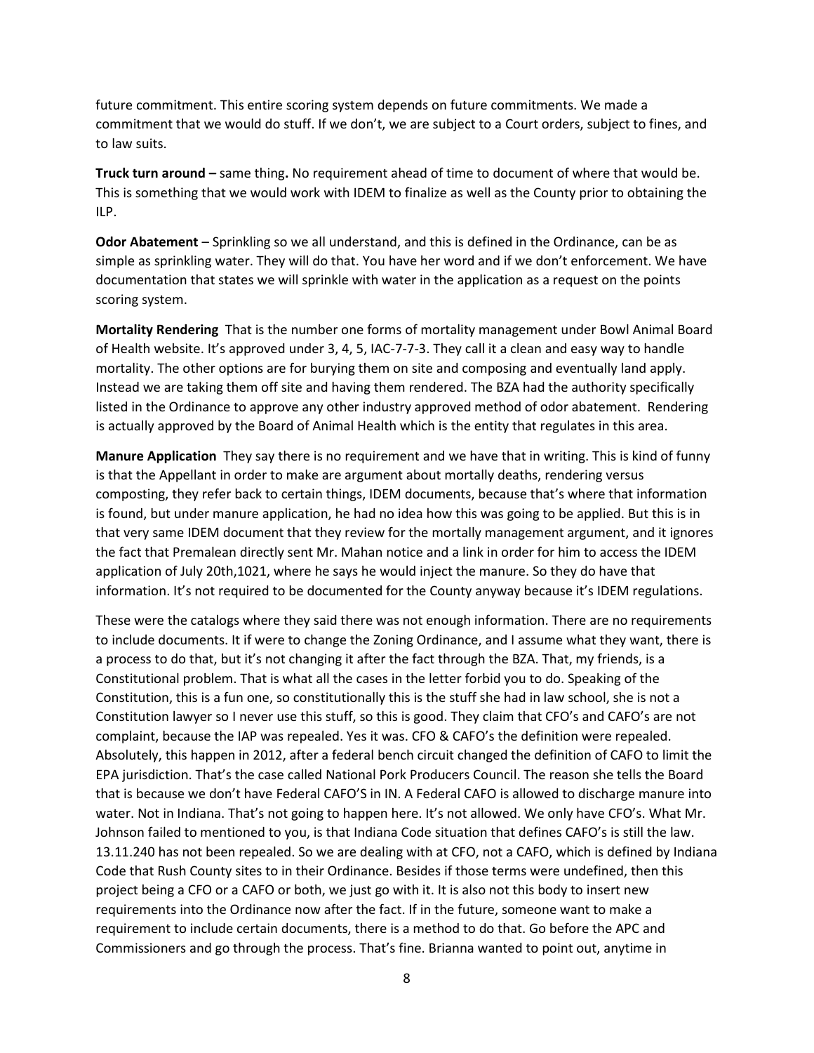future commitment. This entire scoring system depends on future commitments. We made a commitment that we would do stuff. If we don't, we are subject to a Court orders, subject to fines, and to law suits.

**Truck turn around –** same thing**.** No requirement ahead of time to document of where that would be. This is something that we would work with IDEM to finalize as well as the County prior to obtaining the ILP.

**Odor Abatement** – Sprinkling so we all understand, and this is defined in the Ordinance, can be as simple as sprinkling water. They will do that. You have her word and if we don't enforcement. We have documentation that states we will sprinkle with water in the application as a request on the points scoring system.

**Mortality Rendering** That is the number one forms of mortality management under Bowl Animal Board of Health website. It's approved under 3, 4, 5, IAC-7-7-3. They call it a clean and easy way to handle mortality. The other options are for burying them on site and composing and eventually land apply. Instead we are taking them off site and having them rendered. The BZA had the authority specifically listed in the Ordinance to approve any other industry approved method of odor abatement. Rendering is actually approved by the Board of Animal Health which is the entity that regulates in this area.

**Manure Application** They say there is no requirement and we have that in writing. This is kind of funny is that the Appellant in order to make are argument about mortally deaths, rendering versus composting, they refer back to certain things, IDEM documents, because that's where that information is found, but under manure application, he had no idea how this was going to be applied. But this is in that very same IDEM document that they review for the mortally management argument, and it ignores the fact that Premalean directly sent Mr. Mahan notice and a link in order for him to access the IDEM application of July 20th,1021, where he says he would inject the manure. So they do have that information. It's not required to be documented for the County anyway because it's IDEM regulations.

These were the catalogs where they said there was not enough information. There are no requirements to include documents. It if were to change the Zoning Ordinance, and I assume what they want, there is a process to do that, but it's not changing it after the fact through the BZA. That, my friends, is a Constitutional problem. That is what all the cases in the letter forbid you to do. Speaking of the Constitution, this is a fun one, so constitutionally this is the stuff she had in law school, she is not a Constitution lawyer so I never use this stuff, so this is good. They claim that CFO's and CAFO's are not complaint, because the IAP was repealed. Yes it was. CFO & CAFO's the definition were repealed. Absolutely, this happen in 2012, after a federal bench circuit changed the definition of CAFO to limit the EPA jurisdiction. That's the case called National Pork Producers Council. The reason she tells the Board that is because we don't have Federal CAFO'S in IN. A Federal CAFO is allowed to discharge manure into water. Not in Indiana. That's not going to happen here. It's not allowed. We only have CFO's. What Mr. Johnson failed to mentioned to you, is that Indiana Code situation that defines CAFO's is still the law. 13.11.240 has not been repealed. So we are dealing with at CFO, not a CAFO, which is defined by Indiana Code that Rush County sites to in their Ordinance. Besides if those terms were undefined, then this project being a CFO or a CAFO or both, we just go with it. It is also not this body to insert new requirements into the Ordinance now after the fact. If in the future, someone want to make a requirement to include certain documents, there is a method to do that. Go before the APC and Commissioners and go through the process. That's fine. Brianna wanted to point out, anytime in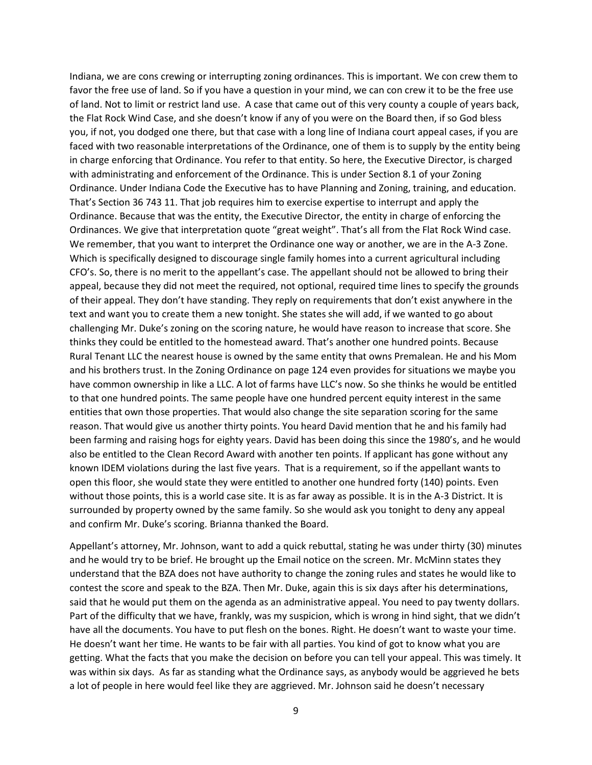Indiana, we are cons crewing or interrupting zoning ordinances. This is important. We con crew them to favor the free use of land. So if you have a question in your mind, we can con crew it to be the free use of land. Not to limit or restrict land use. A case that came out of this very county a couple of years back, the Flat Rock Wind Case, and she doesn't know if any of you were on the Board then, if so God bless you, if not, you dodged one there, but that case with a long line of Indiana court appeal cases, if you are faced with two reasonable interpretations of the Ordinance, one of them is to supply by the entity being in charge enforcing that Ordinance. You refer to that entity. So here, the Executive Director, is charged with administrating and enforcement of the Ordinance. This is under Section 8.1 of your Zoning Ordinance. Under Indiana Code the Executive has to have Planning and Zoning, training, and education. That's Section 36 743 11. That job requires him to exercise expertise to interrupt and apply the Ordinance. Because that was the entity, the Executive Director, the entity in charge of enforcing the Ordinances. We give that interpretation quote "great weight". That's all from the Flat Rock Wind case. We remember, that you want to interpret the Ordinance one way or another, we are in the A-3 Zone. Which is specifically designed to discourage single family homes into a current agricultural including CFO's. So, there is no merit to the appellant's case. The appellant should not be allowed to bring their appeal, because they did not meet the required, not optional, required time lines to specify the grounds of their appeal. They don't have standing. They reply on requirements that don't exist anywhere in the text and want you to create them a new tonight. She states she will add, if we wanted to go about challenging Mr. Duke's zoning on the scoring nature, he would have reason to increase that score. She thinks they could be entitled to the homestead award. That's another one hundred points. Because Rural Tenant LLC the nearest house is owned by the same entity that owns Premalean. He and his Mom and his brothers trust. In the Zoning Ordinance on page 124 even provides for situations we maybe you have common ownership in like a LLC. A lot of farms have LLC's now. So she thinks he would be entitled to that one hundred points. The same people have one hundred percent equity interest in the same entities that own those properties. That would also change the site separation scoring for the same reason. That would give us another thirty points. You heard David mention that he and his family had been farming and raising hogs for eighty years. David has been doing this since the 1980's, and he would also be entitled to the Clean Record Award with another ten points. If applicant has gone without any known IDEM violations during the last five years. That is a requirement, so if the appellant wants to open this floor, she would state they were entitled to another one hundred forty (140) points. Even without those points, this is a world case site. It is as far away as possible. It is in the A-3 District. It is surrounded by property owned by the same family. So she would ask you tonight to deny any appeal and confirm Mr. Duke's scoring. Brianna thanked the Board.

Appellant's attorney, Mr. Johnson, want to add a quick rebuttal, stating he was under thirty (30) minutes and he would try to be brief. He brought up the Email notice on the screen. Mr. McMinn states they understand that the BZA does not have authority to change the zoning rules and states he would like to contest the score and speak to the BZA. Then Mr. Duke, again this is six days after his determinations, said that he would put them on the agenda as an administrative appeal. You need to pay twenty dollars. Part of the difficulty that we have, frankly, was my suspicion, which is wrong in hind sight, that we didn't have all the documents. You have to put flesh on the bones. Right. He doesn't want to waste your time. He doesn't want her time. He wants to be fair with all parties. You kind of got to know what you are getting. What the facts that you make the decision on before you can tell your appeal. This was timely. It was within six days. As far as standing what the Ordinance says, as anybody would be aggrieved he bets a lot of people in here would feel like they are aggrieved. Mr. Johnson said he doesn't necessary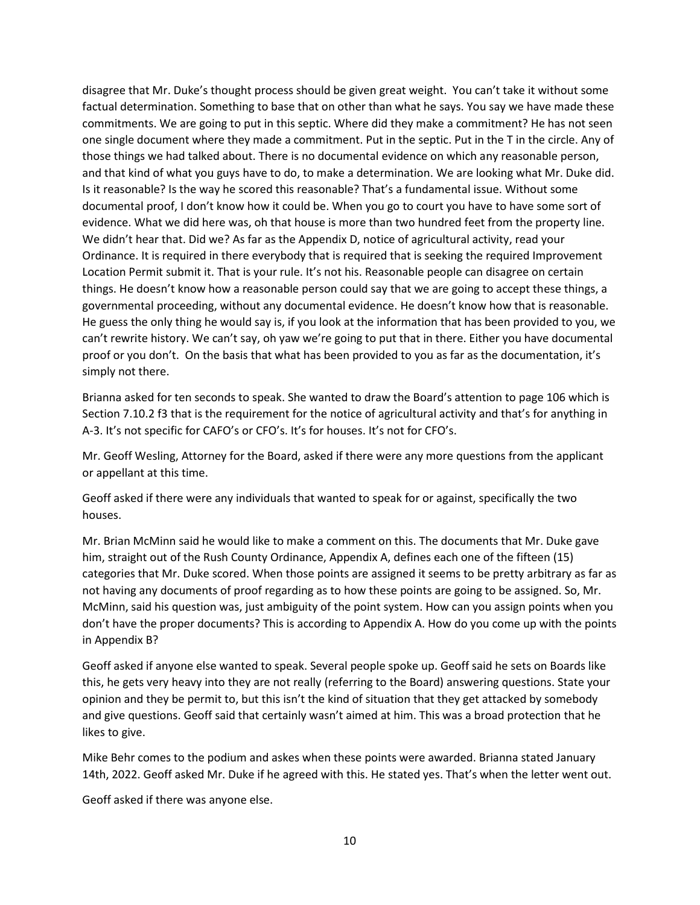disagree that Mr. Duke's thought process should be given great weight. You can't take it without some factual determination. Something to base that on other than what he says. You say we have made these commitments. We are going to put in this septic. Where did they make a commitment? He has not seen one single document where they made a commitment. Put in the septic. Put in the T in the circle. Any of those things we had talked about. There is no documental evidence on which any reasonable person, and that kind of what you guys have to do, to make a determination. We are looking what Mr. Duke did. Is it reasonable? Is the way he scored this reasonable? That's a fundamental issue. Without some documental proof, I don't know how it could be. When you go to court you have to have some sort of evidence. What we did here was, oh that house is more than two hundred feet from the property line. We didn't hear that. Did we? As far as the Appendix D, notice of agricultural activity, read your Ordinance. It is required in there everybody that is required that is seeking the required Improvement Location Permit submit it. That is your rule. It's not his. Reasonable people can disagree on certain things. He doesn't know how a reasonable person could say that we are going to accept these things, a governmental proceeding, without any documental evidence. He doesn't know how that is reasonable. He guess the only thing he would say is, if you look at the information that has been provided to you, we can't rewrite history. We can't say, oh yaw we're going to put that in there. Either you have documental proof or you don't. On the basis that what has been provided to you as far as the documentation, it's simply not there.

Brianna asked for ten seconds to speak. She wanted to draw the Board's attention to page 106 which is Section 7.10.2 f3 that is the requirement for the notice of agricultural activity and that's for anything in A-3. It's not specific for CAFO's or CFO's. It's for houses. It's not for CFO's.

Mr. Geoff Wesling, Attorney for the Board, asked if there were any more questions from the applicant or appellant at this time.

Geoff asked if there were any individuals that wanted to speak for or against, specifically the two houses.

Mr. Brian McMinn said he would like to make a comment on this. The documents that Mr. Duke gave him, straight out of the Rush County Ordinance, Appendix A, defines each one of the fifteen (15) categories that Mr. Duke scored. When those points are assigned it seems to be pretty arbitrary as far as not having any documents of proof regarding as to how these points are going to be assigned. So, Mr. McMinn, said his question was, just ambiguity of the point system. How can you assign points when you don't have the proper documents? This is according to Appendix A. How do you come up with the points in Appendix B?

Geoff asked if anyone else wanted to speak. Several people spoke up. Geoff said he sets on Boards like this, he gets very heavy into they are not really (referring to the Board) answering questions. State your opinion and they be permit to, but this isn't the kind of situation that they get attacked by somebody and give questions. Geoff said that certainly wasn't aimed at him. This was a broad protection that he likes to give.

Mike Behr comes to the podium and askes when these points were awarded. Brianna stated January 14th, 2022. Geoff asked Mr. Duke if he agreed with this. He stated yes. That's when the letter went out.

Geoff asked if there was anyone else.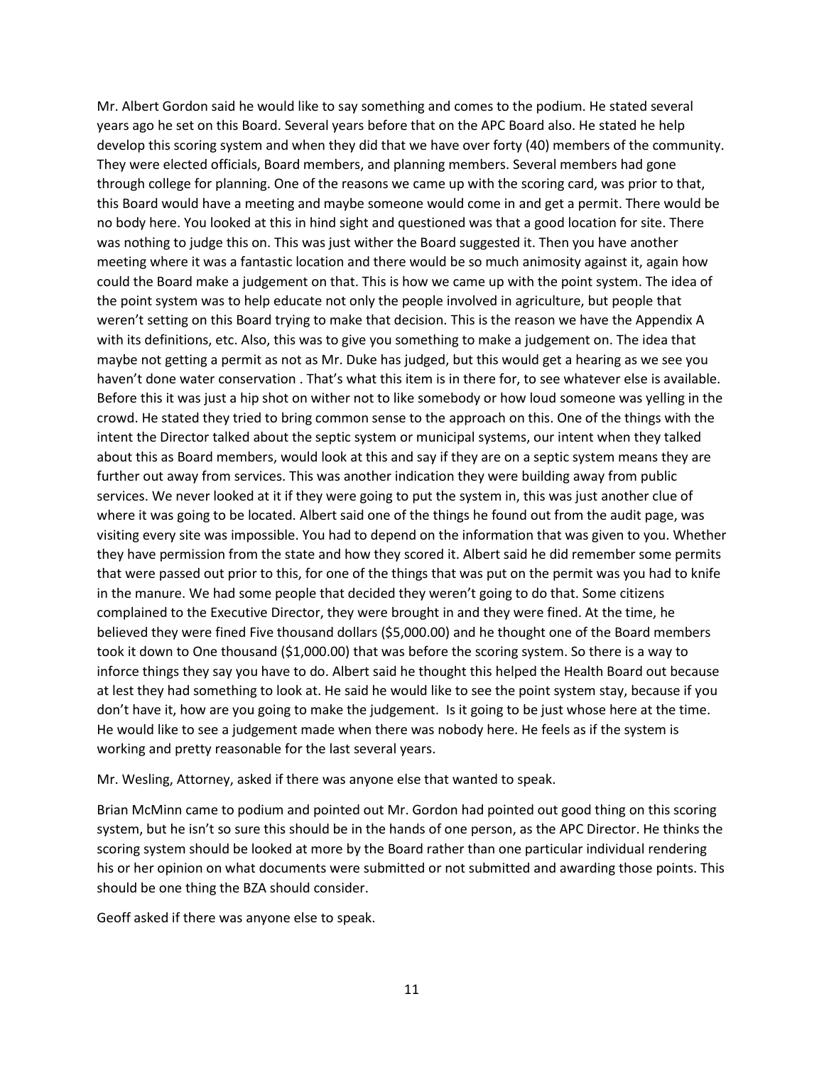Mr. Albert Gordon said he would like to say something and comes to the podium. He stated several years ago he set on this Board. Several years before that on the APC Board also. He stated he help develop this scoring system and when they did that we have over forty (40) members of the community. They were elected officials, Board members, and planning members. Several members had gone through college for planning. One of the reasons we came up with the scoring card, was prior to that, this Board would have a meeting and maybe someone would come in and get a permit. There would be no body here. You looked at this in hind sight and questioned was that a good location for site. There was nothing to judge this on. This was just wither the Board suggested it. Then you have another meeting where it was a fantastic location and there would be so much animosity against it, again how could the Board make a judgement on that. This is how we came up with the point system. The idea of the point system was to help educate not only the people involved in agriculture, but people that weren't setting on this Board trying to make that decision. This is the reason we have the Appendix A with its definitions, etc. Also, this was to give you something to make a judgement on. The idea that maybe not getting a permit as not as Mr. Duke has judged, but this would get a hearing as we see you haven't done water conservation . That's what this item is in there for, to see whatever else is available. Before this it was just a hip shot on wither not to like somebody or how loud someone was yelling in the crowd. He stated they tried to bring common sense to the approach on this. One of the things with the intent the Director talked about the septic system or municipal systems, our intent when they talked about this as Board members, would look at this and say if they are on a septic system means they are further out away from services. This was another indication they were building away from public services. We never looked at it if they were going to put the system in, this was just another clue of where it was going to be located. Albert said one of the things he found out from the audit page, was visiting every site was impossible. You had to depend on the information that was given to you. Whether they have permission from the state and how they scored it. Albert said he did remember some permits that were passed out prior to this, for one of the things that was put on the permit was you had to knife in the manure. We had some people that decided they weren't going to do that. Some citizens complained to the Executive Director, they were brought in and they were fined. At the time, he believed they were fined Five thousand dollars ($5,000.00) and he thought one of the Board members took it down to One thousand ($1,000.00) that was before the scoring system. So there is a way to inforce things they say you have to do. Albert said he thought this helped the Health Board out because at lest they had something to look at. He said he would like to see the point system stay, because if you don't have it, how are you going to make the judgement. Is it going to be just whose here at the time. He would like to see a judgement made when there was nobody here. He feels as if the system is working and pretty reasonable for the last several years.

Mr. Wesling, Attorney, asked if there was anyone else that wanted to speak.

Brian McMinn came to podium and pointed out Mr. Gordon had pointed out good thing on this scoring system, but he isn't so sure this should be in the hands of one person, as the APC Director. He thinks the scoring system should be looked at more by the Board rather than one particular individual rendering his or her opinion on what documents were submitted or not submitted and awarding those points. This should be one thing the BZA should consider.

Geoff asked if there was anyone else to speak.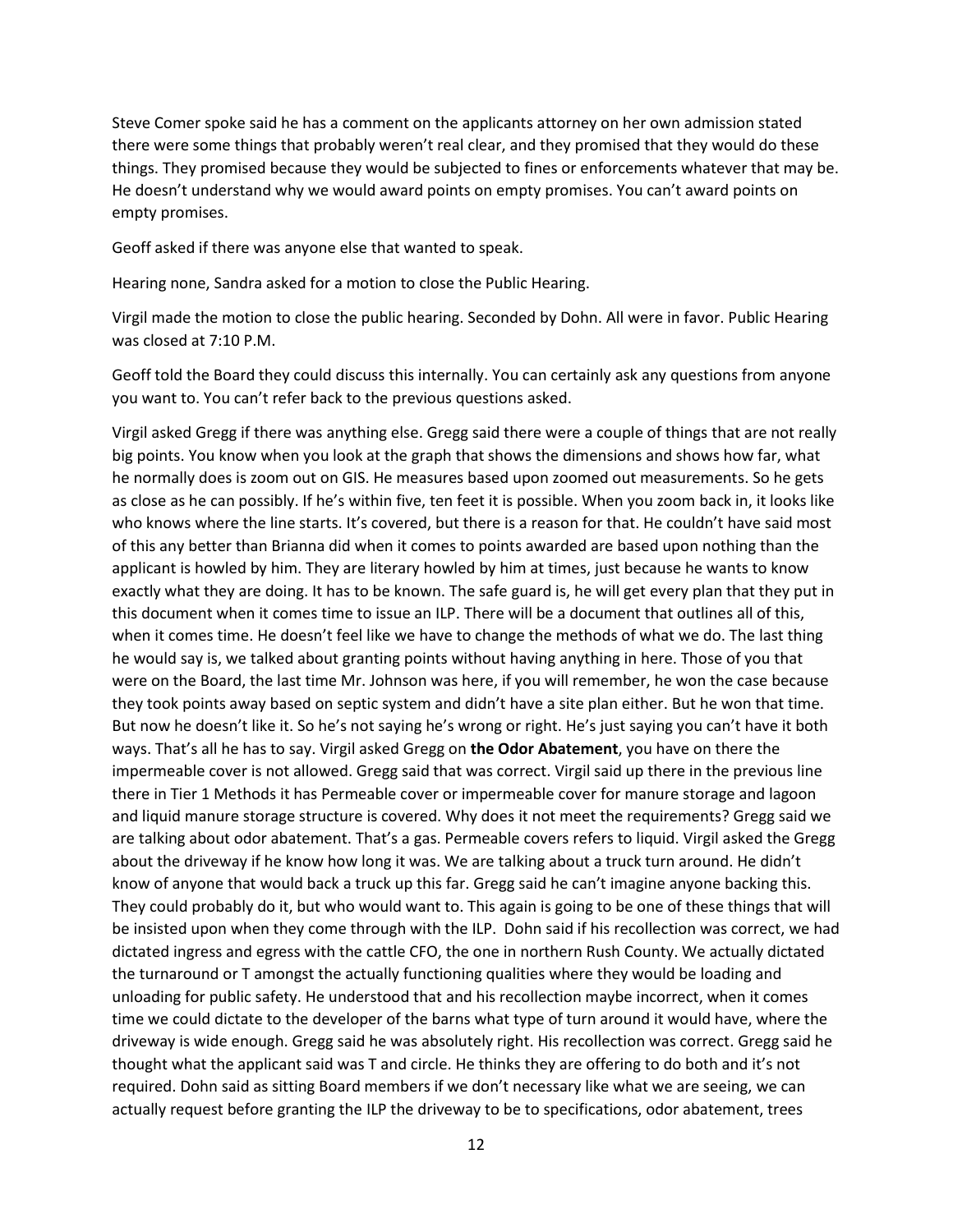Steve Comer spoke said he has a comment on the applicants attorney on her own admission stated there were some things that probably weren't real clear, and they promised that they would do these things. They promised because they would be subjected to fines or enforcements whatever that may be. He doesn't understand why we would award points on empty promises. You can't award points on empty promises.

Geoff asked if there was anyone else that wanted to speak.

Hearing none, Sandra asked for a motion to close the Public Hearing.

Virgil made the motion to close the public hearing. Seconded by Dohn. All were in favor. Public Hearing was closed at 7:10 P.M.

Geoff told the Board they could discuss this internally. You can certainly ask any questions from anyone you want to. You can't refer back to the previous questions asked.

Virgil asked Gregg if there was anything else. Gregg said there were a couple of things that are not really big points. You know when you look at the graph that shows the dimensions and shows how far, what he normally does is zoom out on GIS. He measures based upon zoomed out measurements. So he gets as close as he can possibly. If he's within five, ten feet it is possible. When you zoom back in, it looks like who knows where the line starts. It's covered, but there is a reason for that. He couldn't have said most of this any better than Brianna did when it comes to points awarded are based upon nothing than the applicant is howled by him. They are literary howled by him at times, just because he wants to know exactly what they are doing. It has to be known. The safe guard is, he will get every plan that they put in this document when it comes time to issue an ILP. There will be a document that outlines all of this, when it comes time. He doesn't feel like we have to change the methods of what we do. The last thing he would say is, we talked about granting points without having anything in here. Those of you that were on the Board, the last time Mr. Johnson was here, if you will remember, he won the case because they took points away based on septic system and didn't have a site plan either. But he won that time. But now he doesn't like it. So he's not saying he's wrong or right. He's just saying you can't have it both ways. That's all he has to say. Virgil asked Gregg on **the Odor Abatement**, you have on there the impermeable cover is not allowed. Gregg said that was correct. Virgil said up there in the previous line there in Tier 1 Methods it has Permeable cover or impermeable cover for manure storage and lagoon and liquid manure storage structure is covered. Why does it not meet the requirements? Gregg said we are talking about odor abatement. That's a gas. Permeable covers refers to liquid. Virgil asked the Gregg about the driveway if he know how long it was. We are talking about a truck turn around. He didn't know of anyone that would back a truck up this far. Gregg said he can't imagine anyone backing this. They could probably do it, but who would want to. This again is going to be one of these things that will be insisted upon when they come through with the ILP. Dohn said if his recollection was correct, we had dictated ingress and egress with the cattle CFO, the one in northern Rush County. We actually dictated the turnaround or T amongst the actually functioning qualities where they would be loading and unloading for public safety. He understood that and his recollection maybe incorrect, when it comes time we could dictate to the developer of the barns what type of turn around it would have, where the driveway is wide enough. Gregg said he was absolutely right. His recollection was correct. Gregg said he thought what the applicant said was T and circle. He thinks they are offering to do both and it's not required. Dohn said as sitting Board members if we don't necessary like what we are seeing, we can actually request before granting the ILP the driveway to be to specifications, odor abatement, trees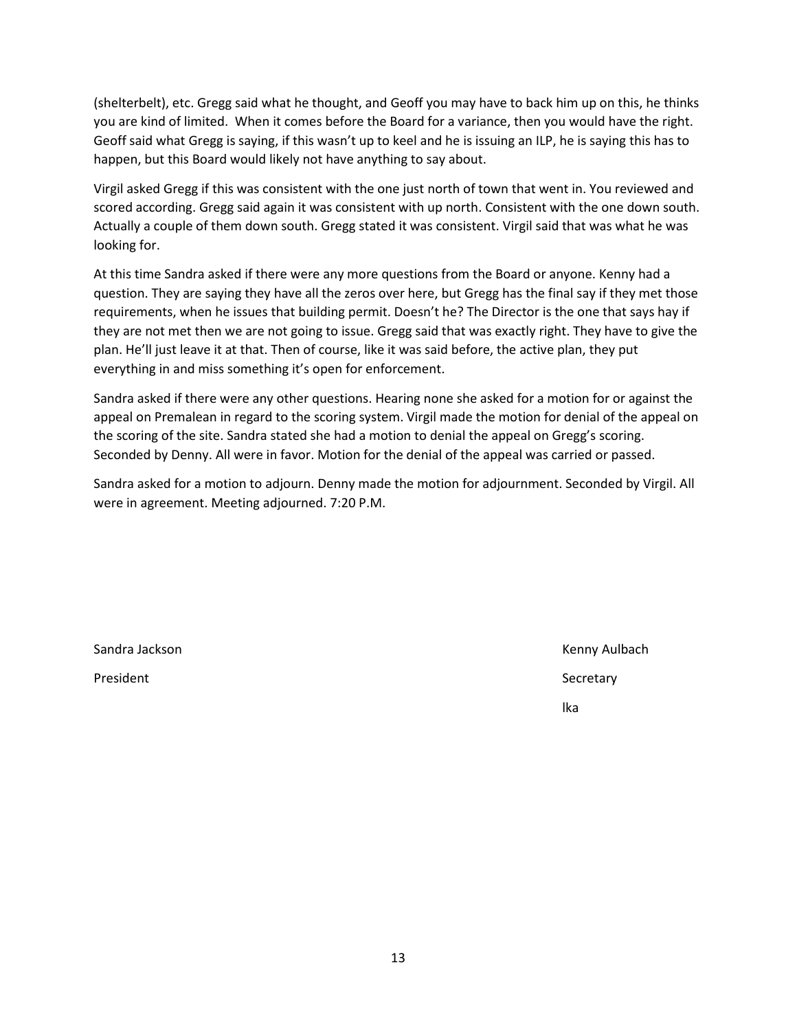(shelterbelt), etc. Gregg said what he thought, and Geoff you may have to back him up on this, he thinks you are kind of limited. When it comes before the Board for a variance, then you would have the right. Geoff said what Gregg is saying, if this wasn't up to keel and he is issuing an ILP, he is saying this has to happen, but this Board would likely not have anything to say about.

Virgil asked Gregg if this was consistent with the one just north of town that went in. You reviewed and scored according. Gregg said again it was consistent with up north. Consistent with the one down south. Actually a couple of them down south. Gregg stated it was consistent. Virgil said that was what he was looking for.

At this time Sandra asked if there were any more questions from the Board or anyone. Kenny had a question. They are saying they have all the zeros over here, but Gregg has the final say if they met those requirements, when he issues that building permit. Doesn't he? The Director is the one that says hay if they are not met then we are not going to issue. Gregg said that was exactly right. They have to give the plan. He'll just leave it at that. Then of course, like it was said before, the active plan, they put everything in and miss something it's open for enforcement.

Sandra asked if there were any other questions. Hearing none she asked for a motion for or against the appeal on Premalean in regard to the scoring system. Virgil made the motion for denial of the appeal on the scoring of the site. Sandra stated she had a motion to denial the appeal on Gregg's scoring. Seconded by Denny. All were in favor. Motion for the denial of the appeal was carried or passed.

Sandra asked for a motion to adjourn. Denny made the motion for adjournment. Seconded by Virgil. All were in agreement. Meeting adjourned. 7:20 P.M.

Sandra Jackson
President

Kenny Aulbach
Secretary

lka